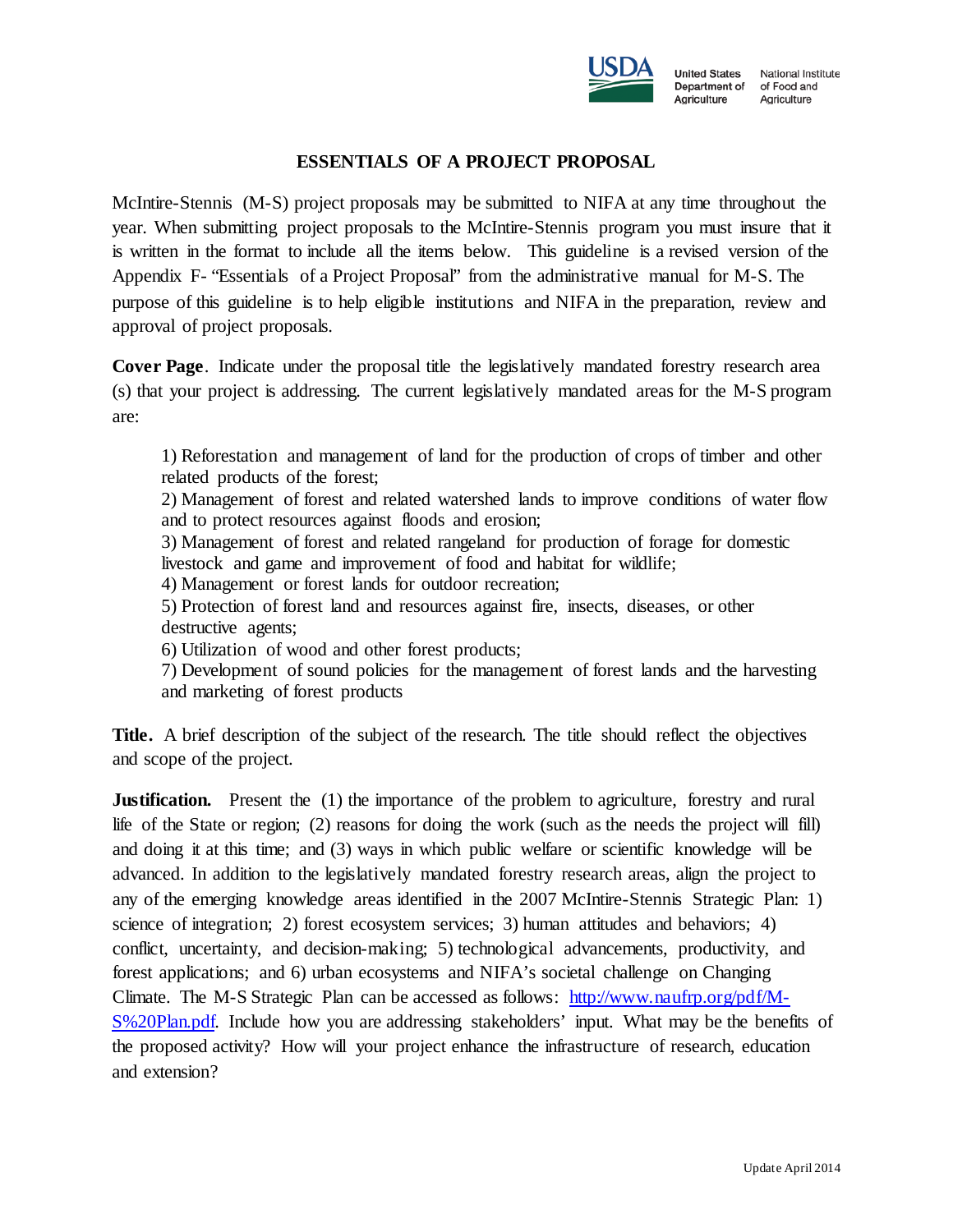United States Department of Agriculture — National Institute of Food and Agriculture

# ESSENTIALS OF A PROJECT PROPOSAL

McIntire-Stennis (M-S) project proposals may be submitted to NIFA at any time throughout the year. When submitting project proposals to the McIntire-Stennis program you must insure that it is written in the format to include all the items below. This guideline is a revised version of the Appendix F- "Essentials of a Project Proposal" from the administrative manual for M-S. The purpose of this guideline is to help eligible institutions and NIFA in the preparation, review and approval of project proposals.

**Cover Page**. Indicate under the proposal title the legislatively mandated forestry research area (s) that your project is addressing. The current legislatively mandated areas for the M-S program are:

1) Reforestation and management of land for the production of crops of timber and other related products of the forest;
2) Management of forest and related watershed lands to improve conditions of water flow and to protect resources against floods and erosion;
3) Management of forest and related rangeland for production of forage for domestic livestock and game and improvement of food and habitat for wildlife;
4) Management or forest lands for outdoor recreation;
5) Protection of forest land and resources against fire, insects, diseases, or other destructive agents;
6) Utilization of wood and other forest products;
7) Development of sound policies for the management of forest lands and the harvesting and marketing of forest products

**Title.** A brief description of the subject of the research. The title should reflect the objectives and scope of the project.

**Justification.** Present the (1) the importance of the problem to agriculture, forestry and rural life of the State or region; (2) reasons for doing the work (such as the needs the project will fill) and doing it at this time; and (3) ways in which public welfare or scientific knowledge will be advanced. In addition to the legislatively mandated forestry research areas, align the project to any of the emerging knowledge areas identified in the 2007 McIntire-Stennis Strategic Plan: 1) science of integration; 2) forest ecosystem services; 3) human attitudes and behaviors; 4) conflict, uncertainty, and decision-making; 5) technological advancements, productivity, and forest applications; and 6) urban ecosystems and NIFA's societal challenge on Changing Climate. The M-S Strategic Plan can be accessed as follows: [http://www.naufrp.org/pdf/M-S%20Plan.pdf](http://www.naufrp.org/pdf/M-S%20Plan.pdf). Include how you are addressing stakeholders' input. What may be the benefits of the proposed activity? How will your project enhance the infrastructure of research, education and extension?

Update April 2014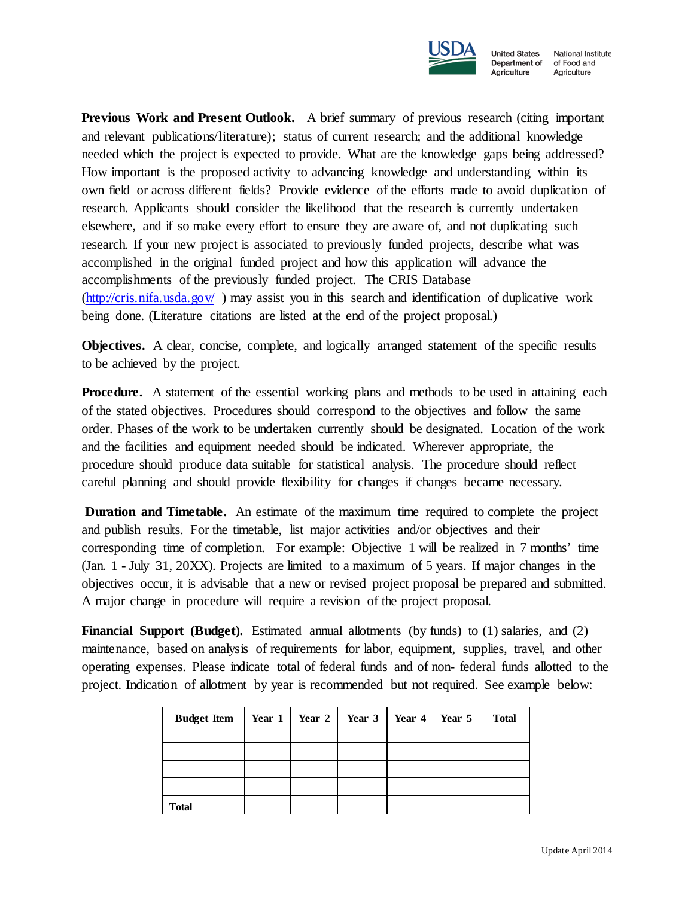**Previous Work and Present Outlook.** A brief summary of previous research (citing important and relevant publications/literature); status of current research; and the additional knowledge needed which the project is expected to provide. What are the knowledge gaps being addressed? How important is the proposed activity to advancing knowledge and understanding within its own field or across different fields? Provide evidence of the efforts made to avoid duplication of research. Applicants should consider the likelihood that the research is currently undertaken elsewhere, and if so make every effort to ensure they are aware of, and not duplicating such research. If your new project is associated to previously funded projects, describe what was accomplished in the original funded project and how this application will advance the accomplishments of the previously funded project. The CRIS Database (http://cris.nifa.usda.gov/ ) may assist you in this search and identification of duplicative work being done. (Literature citations are listed at the end of the project proposal.)

**Objectives.** A clear, concise, complete, and logically arranged statement of the specific results to be achieved by the project.

**Procedure.** A statement of the essential working plans and methods to be used in attaining each of the stated objectives. Procedures should correspond to the objectives and follow the same order. Phases of the work to be undertaken currently should be designated. Location of the work and the facilities and equipment needed should be indicated. Wherever appropriate, the procedure should produce data suitable for statistical analysis. The procedure should reflect careful planning and should provide flexibility for changes if changes became necessary.

**Duration and Timetable.** An estimate of the maximum time required to complete the project and publish results. For the timetable, list major activities and/or objectives and their corresponding time of completion. For example: Objective 1 will be realized in 7 months' time (Jan. 1 - July 31, 20XX). Projects are limited to a maximum of 5 years. If major changes in the objectives occur, it is advisable that a new or revised project proposal be prepared and submitted. A major change in procedure will require a revision of the project proposal.

**Financial Support (Budget).** Estimated annual allotments (by funds) to (1) salaries, and (2) maintenance, based on analysis of requirements for labor, equipment, supplies, travel, and other operating expenses. Please indicate total of federal funds and of non- federal funds allotted to the project. Indication of allotment by year is recommended but not required. See example below:

| Budget Item | Year 1 | Year 2 | Year 3 | Year 4 | Year 5 | Total |
|---|---|---|---|---|---|---|
| | | | | | | |
| | | | | | | |
| | | | | | | |
| | | | | | | |
| **Total** | | | | | | |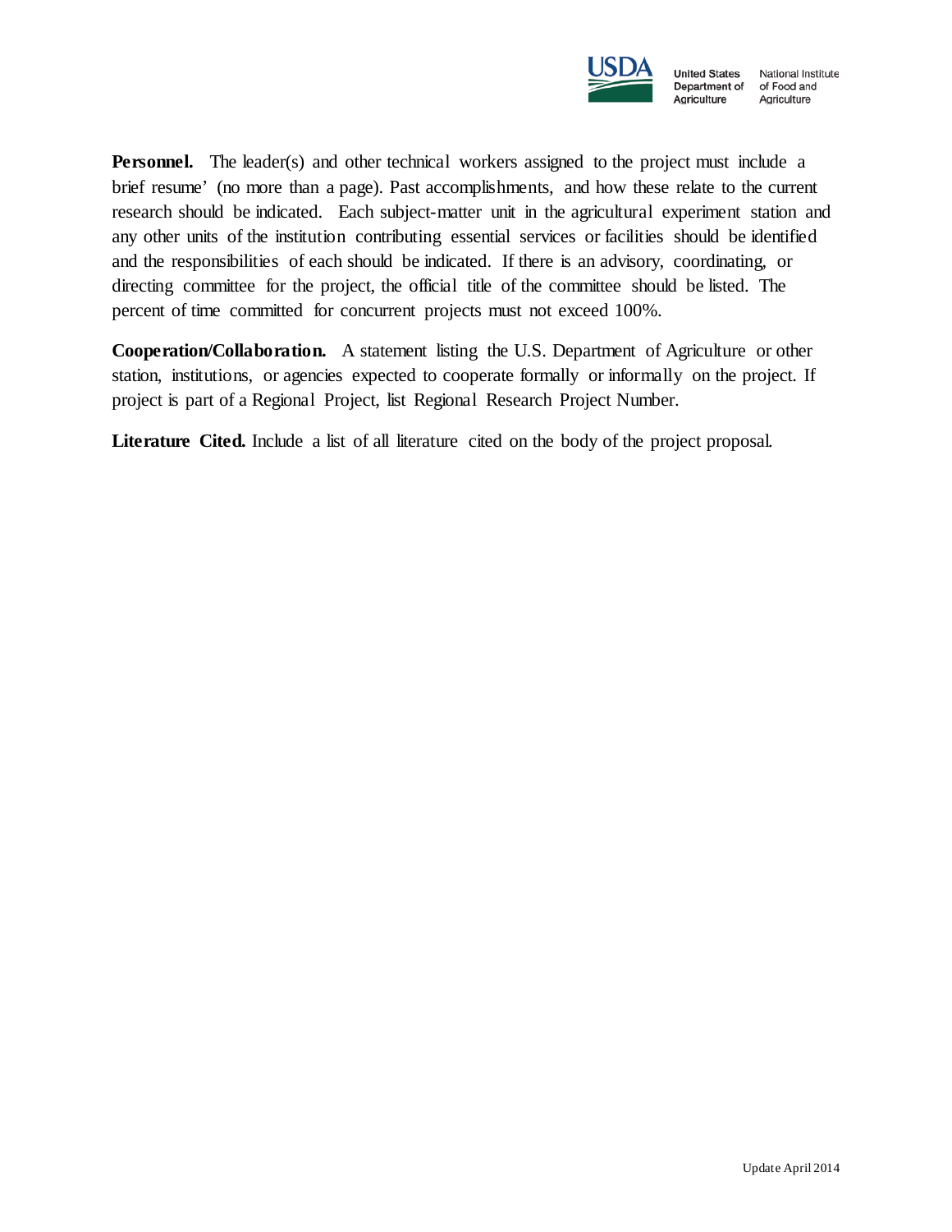**Personnel.** The leader(s) and other technical workers assigned to the project must include a brief resume' (no more than a page). Past accomplishments, and how these relate to the current research should be indicated. Each subject-matter unit in the agricultural experiment station and any other units of the institution contributing essential services or facilities should be identified and the responsibilities of each should be indicated. If there is an advisory, coordinating, or directing committee for the project, the official title of the committee should be listed. The percent of time committed for concurrent projects must not exceed 100%.

**Cooperation/Collaboration.** A statement listing the U.S. Department of Agriculture or other station, institutions, or agencies expected to cooperate formally or informally on the project. If project is part of a Regional Project, list Regional Research Project Number.

**Literature Cited.** Include a list of all literature cited on the body of the project proposal.